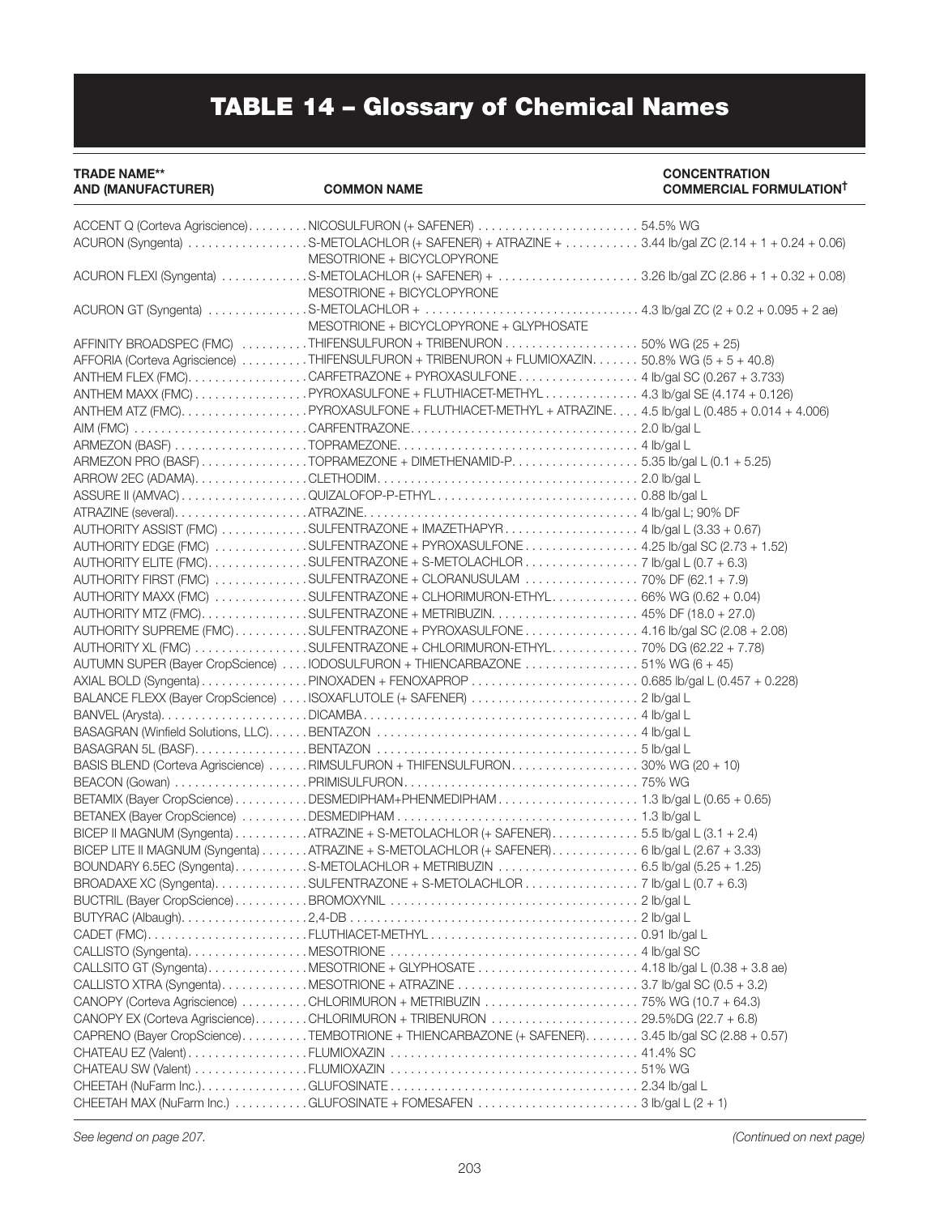# TABLE 14 – Glossary of Chemical Names

| TRADE NAME** AND (MANUFACTURER) | COMMON NAME | CONCENTRATION COMMERCIAL FORMULATION† |
|---|---|---|
| ACCENT Q (Corteva Agriscience) | NICOSULFURON (+ SAFENER) | 54.5% WG |
| ACURON (Syngenta) | S-METOLACHLOR (+ SAFENER) + ATRAZINE + MESOTRIONE + BICYCLOPYRONE | 3.44 lb/gal ZC (2.14 + 1 + 0.24 + 0.06) |
| ACURON FLEXI (Syngenta) | S-METOLACHLOR (+ SAFENER) + MESOTRIONE + BICYCLOPYRONE | 3.26 lb/gal ZC (2.86 + 1 + 0.32 + 0.08) |
| ACURON GT (Syngenta) | S-METOLACHLOR + MESOTRIONE + BICYCLOPYRONE + GLYPHOSATE | 4.3 lb/gal ZC (2 + 0.2 + 0.095 + 2 ae) |
| AFFINITY BROADSPEC (FMC) | THIFENSULFURON + TRIBENURON | 50% WG (25 + 25) |
| AFFORIA (Corteva Agriscience) | THIFENSULFURON + TRIBENURON + FLUMIOXAZIN | 50.8% WG (5 + 5 + 40.8) |
| ANTHEM FLEX (FMC) | CARFETRAZONE + PYROXASULFONE | 4 lb/gal SC (0.267 + 3.733) |
| ANTHEM MAXX (FMC) | PYROXASULFONE + FLUTHIACET-METHYL | 4.3 lb/gal SE (4.174 + 0.126) |
| ANTHEM ATZ (FMC) | PYROXASULFONE + FLUTHIACET-METHYL + ATRAZINE | 4.5 lb/gal L (0.485 + 0.014 + 4.006) |
| AIM (FMC) | CARFENTRAZONE | 2.0 lb/gal L |
| ARMEZON (BASF) | TOPRAMEZONE | 4 lb/gal L |
| ARMEZON PRO (BASF) | TOPRAMEZONE + DIMETHENAMID-P | 5.35 lb/gal L (0.1 + 5.25) |
| ARROW 2EC (ADAMA) | CLETHODIM | 2.0 lb/gal L |
| ASSURE II (AMVAC) | QUIZALOFOP-P-ETHYL | 0.88 lb/gal L |
| ATRAZINE (several) | ATRAZINE | 4 lb/gal L; 90% DF |
| AUTHORITY ASSIST (FMC) | SULFENTRAZONE + IMAZETHAPYR | 4 lb/gal L (3.33 + 0.67) |
| AUTHORITY EDGE (FMC) | SULFENTRAZONE + PYROXASULFONE | 4.25 lb/gal SC (2.73 + 1.52) |
| AUTHORITY ELITE (FMC) | SULFENTRAZONE + S-METOLACHLOR | 7 lb/gal L (0.7 + 6.3) |
| AUTHORITY FIRST (FMC) | SULFENTRAZONE + CLORANUSULAM | 70% DF (62.1 + 7.9) |
| AUTHORITY MAXX (FMC) | SULFENTRAZONE + CLHORIMURON-ETHYL | 66% WG (0.62 + 0.04) |
| AUTHORITY MTZ (FMC) | SULFENTRAZONE + METRIBUZIN | 45% DF (18.0 + 27.0) |
| AUTHORITY SUPREME (FMC) | SULFENTRAZONE + PYROXASULFONE | 4.16 lb/gal SC (2.08 + 2.08) |
| AUTHORITY XL (FMC) | SULFENTRAZONE + CHLORIMURON-ETHYL | 70% DG (62.22 + 7.78) |
| AUTUMN SUPER (Bayer CropScience) | IODOSULFURON + THIENCARBAZONE | 51% WG (6 + 45) |
| AXIAL BOLD (Syngenta) | PINOXADEN + FENOXAPROP | 0.685 lb/gal L (0.457 + 0.228) |
| BALANCE FLEXX (Bayer CropScience) | ISOXAFLUTOLE (+ SAFENER) | 2 lb/gal L |
| BANVEL (Arysta) | DICAMBA | 4 lb/gal L |
| BASAGRAN (Winfield Solutions, LLC) | BENTAZON | 4 lb/gal L |
| BASAGRAN 5L (BASF) | BENTAZON | 5 lb/gal L |
| BASIS BLEND (Corteva Agriscience) | RIMSULFURON + THIFENSULFURON | 30% WG (20 + 10) |
| BEACON (Gowan) | PRIMISULFURON | 75% WG |
| BETAMIX (Bayer CropScience) | DESMEDIPHAM+PHENMEDIPHAM | 1.3 lb/gal L (0.65 + 0.65) |
| BETANEX (Bayer CropScience) | DESMEDIPHAM | 1.3 lb/gal L |
| BICEP II MAGNUM (Syngenta) | ATRAZINE + S-METOLACHLOR (+ SAFENER) | 5.5 lb/gal L (3.1 + 2.4) |
| BICEP LITE II MAGNUM (Syngenta) | ATRAZINE + S-METOLACHLOR (+ SAFENER) | 6 lb/gal L (2.67 + 3.33) |
| BOUNDARY 6.5EC (Syngenta) | S-METOLACHLOR + METRIBUZIN | 6.5 lb/gal (5.25 + 1.25) |
| BROADAXE XC (Syngenta) | SULFENTRAZONE + S-METOLACHLOR | 7 lb/gal L (0.7 + 6.3) |
| BUCTRIL (Bayer CropScience) | BROMOXYNIL | 2 lb/gal L |
| BUTYRAC (Albaugh) | 2,4-DB | 2 lb/gal L |
| CADET (FMC) | FLUTHIACET-METHYL | 0.91 lb/gal L |
| CALLISTO (Syngenta) | MESOTRIONE | 4 lb/gal SC |
| CALLSITO GT (Syngenta) | MESOTRIONE + GLYPHOSATE | 4.18 lb/gal L (0.38 + 3.8 ae) |
| CALLISTO XTRA (Syngenta) | MESOTRIONE + ATRAZINE | 3.7 lb/gal SC (0.5 + 3.2) |
| CANOPY (Corteva Agriscience) | CHLORIMURON + METRIBUZIN | 75% WG (10.7 + 64.3) |
| CANOPY EX (Corteva Agriscience) | CHLORIMURON + TRIBENURON | 29.5%DG (22.7 + 6.8) |
| CAPRENO (Bayer CropScience) | TEMBOTRIONE + THIENCARBAZONE (+ SAFENER) | 3.45 lb/gal SC (2.88 + 0.57) |
| CHATEAU EZ (Valent) | FLUMIOXAZIN | 41.4% SC |
| CHATEAU SW (Valent) | FLUMIOXAZIN | 51% WG |
| CHEETAH (NuFarm Inc.) | GLUFOSINATE | 2.34 lb/gal L |
| CHEETAH MAX (NuFarm Inc.) | GLUFOSINATE + FOMESAFEN | 3 lb/gal L (2 + 1) |

*See legend on page 207.*

*(Continued on next page)*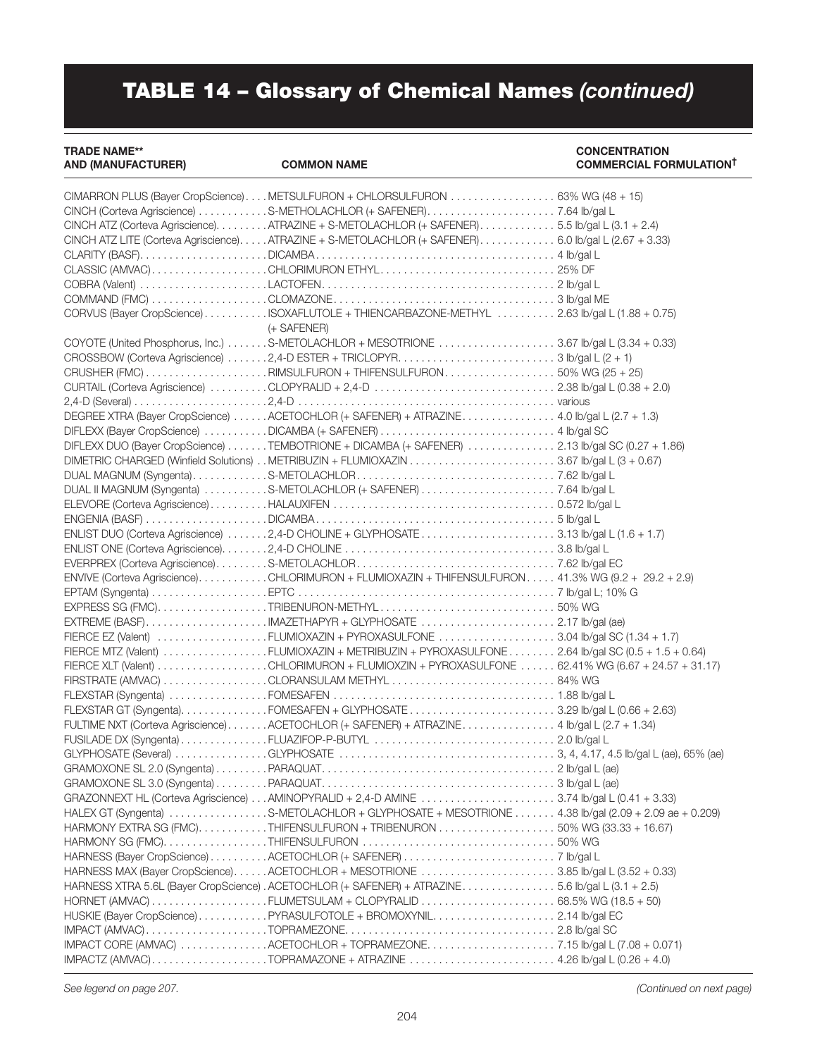# TABLE 14 – Glossary of Chemical Names *(continued)*

| TRADE NAME** AND (MANUFACTURER) | COMMON NAME | CONCENTRATION COMMERCIAL FORMULATION† |
|---|---|---|
| CIMARRON PLUS (Bayer CropScience) | METSULFURON + CHLORSULFURON | 63% WG (48 + 15) |
| CINCH (Corteva Agriscience) | S-METHOLACHLOR (+ SAFENER) | 7.64 lb/gal L |
| CINCH ATZ (Corteva Agriscience) | ATRAZINE + S-METOLACHLOR (+ SAFENER) | 5.5 lb/gal L (3.1 + 2.4) |
| CINCH ATZ LITE (Corteva Agriscience) | ATRAZINE + S-METOLACHLOR (+ SAFENER) | 6.0 lb/gal L (2.67 + 3.33) |
| CLARITY (BASF) | DICAMBA | 4 lb/gal L |
| CLASSIC (AMVAC) | CHLORIMURON ETHYL | 25% DF |
| COBRA (Valent) | LACTOFEN | 2 lb/gal L |
| COMMAND (FMC) | CLOMAZONE | 3 lb/gal ME |
| CORVUS (Bayer CropScience) | ISOXAFLUTOLE + THIENCARBAZONE-METHYL (+ SAFENER) | 2.63 lb/gal L (1.88 + 0.75) |
| COYOTE (United Phosphorus, Inc.) | S-METOLACHLOR + MESOTRIONE | 3.67 lb/gal L (3.34 + 0.33) |
| CROSSBOW (Corteva Agriscience) | 2,4-D ESTER + TRICLOPYR | 3 lb/gal L (2 + 1) |
| CRUSHER (FMC) | RIMSULFURON + THIFENSULFURON | 50% WG (25 + 25) |
| CURTAIL (Corteva Agriscience) | CLOPYRALID + 2,4-D | 2.38 lb/gal L (0.38 + 2.0) |
| 2,4-D (Several) | 2,4-D | various |
| DEGREE XTRA (Bayer CropScience) | ACETOCHLOR (+ SAFENER) + ATRAZINE | 4.0 lb/gal L (2.7 + 1.3) |
| DIFLEXX (Bayer CropScience) | DICAMBA (+ SAFENER) | 4 lb/gal SC |
| DIFLEXX DUO (Bayer CropScience) | TEMBOTRIONE + DICAMBA (+ SAFENER) | 2.13 lb/gal SC (0.27 + 1.86) |
| DIMETRIC CHARGED (Winfield Solutions) | METRIBUZIN + FLUMIOXAZIN | 3.67 lb/gal L (3 + 0.67) |
| DUAL MAGNUM (Syngenta) | S-METOLACHLOR | 7.62 lb/gal L |
| DUAL II MAGNUM (Syngenta) | S-METOLACHLOR (+ SAFENER) | 7.64 lb/gal L |
| ELEVORE (Corteva Agriscience) | HALAUXIFEN | 0.572 lb/gal L |
| ENGENIA (BASF) | DICAMBA | 5 lb/gal L |
| ENLIST DUO (Corteva Agriscience) | 2,4-D CHOLINE + GLYPHOSATE | 3.13 lb/gal L (1.6 + 1.7) |
| ENLIST ONE (Corteva Agriscience) | 2,4-D CHOLINE | 3.8 lb/gal L |
| EVERPREX (Corteva Agriscience) | S-METOLACHLOR | 7.62 lb/gal EC |
| ENVIVE (Corteva Agriscience) | CHLORIMURON + FLUMIOXAZIN + THIFENSULFURON | 41.3% WG (9.2 + 29.2 + 2.9) |
| EPTAM (Syngenta) | EPTC | 7 lb/gal L; 10% G |
| EXPRESS SG (FMC) | TRIBENURON-METHYL | 50% WG |
| EXTREME (BASF) | IMAZETHAPYR + GLYPHOSATE | 2.17 lb/gal (ae) |
| FIERCE EZ (Valent) | FLUMIOXAZIN + PYROXASULFONE | 3.04 lb/gal SC (1.34 + 1.7) |
| FIERCE MTZ (Valent) | FLUMIOXAZIN + METRIBUZIN + PYROXASULFONE | 2.64 lb/gal SC (0.5 + 1.5 + 0.64) |
| FIERCE XLT (Valent) | CHLORIMURON + FLUMIOXZIN + PYROXASULFONE | 62.41% WG (6.67 + 24.57 + 31.17) |
| FIRSTRATE (AMVAC) | CLORANSULAM METHYL | 84% WG |
| FLEXSTAR (Syngenta) | FOMESAFEN | 1.88 lb/gal L |
| FLEXSTAR GT (Syngenta) | FOMESAFEN + GLYPHOSATE | 3.29 lb/gal L (0.66 + 2.63) |
| FULTIME NXT (Corteva Agriscience) | ACETOCHLOR (+ SAFENER) + ATRAZINE | 4 lb/gal L (2.7 + 1.34) |
| FUSILADE DX (Syngenta) | FLUAZIFOP-P-BUTYL | 2.0 lb/gal L |
| GLYPHOSATE (Several) | GLYPHOSATE | 3, 4, 4.17, 4.5 lb/gal L (ae), 65% (ae) |
| GRAMOXONE SL 2.0 (Syngenta) | PARAQUAT | 2 lb/gal L (ae) |
| GRAMOXONE SL 3.0 (Syngenta) | PARAQUAT | 3 lb/gal L (ae) |
| GRAZONNEXT HL (Corteva Agriscience) | AMINOPYRALID + 2,4-D AMINE | 3.74 lb/gal L (0.41 + 3.33) |
| HALEX GT (Syngenta) | S-METOLACHLOR + GLYPHOSATE + MESOTRIONE | 4.38 lb/gal L (2.09 + 2.09 ae + 0.209) |
| HARMONY EXTRA SG (FMC) | THIFENSULFURON + TRIBENURON | 50% WG (33.33 + 16.67) |
| HARMONY SG (FMC) | THIFENSULFURON | 50% WG |
| HARNESS (Bayer CropScience) | ACETOCHLOR (+ SAFENER) | 7 lb/gal L |
| HARNESS MAX (Bayer CropScience) | ACETOCHLOR + MESOTRIONE | 3.85 lb/gal L (3.52 + 0.33) |
| HARNESS XTRA 5.6L (Bayer CropScience) | ACETOCHLOR (+ SAFENER) + ATRAZINE | 5.6 lb/gal L (3.1 + 2.5) |
| HORNET (AMVAC) | FLUMETSULAM + CLOPYRALID | 68.5% WG (18.5 + 50) |
| HUSKIE (Bayer CropScience) | PYRASULFOTOLE + BROMOXYNIL | 2.14 lb/gal EC |
| IMPACT (AMVAC) | TOPRAMEZONE | 2.8 lb/gal SC |
| IMPACT CORE (AMVAC) | ACETOCHLOR + TOPRAMEZONE | 7.15 lb/gal L (7.08 + 0.071) |
| IMPACTZ (AMVAC) | TOPRAMAZONE + ATRAZINE | 4.26 lb/gal L (0.26 + 4.0) |

*See legend on page 207.*

*(Continued on next page)*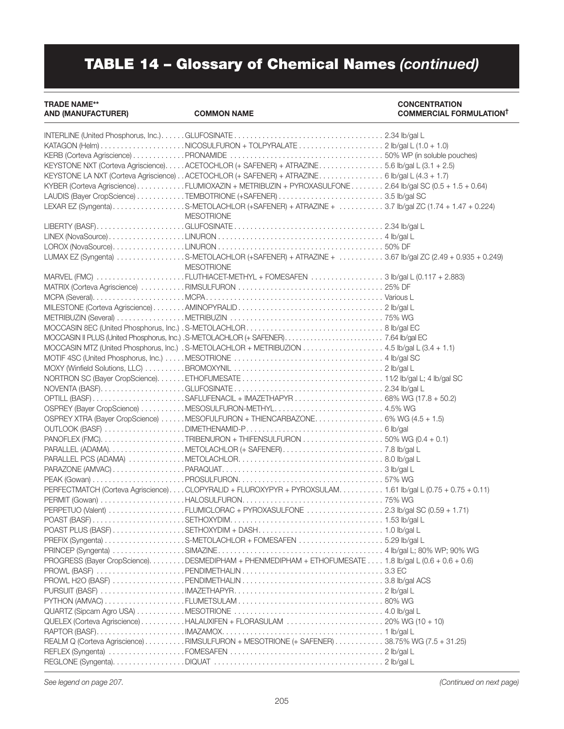# TABLE 14 – Glossary of Chemical Names *(continued)*

| TRADE NAME** AND (MANUFACTURER) | COMMON NAME | CONCENTRATION COMMERCIAL FORMULATION† |
|---|---|---|
| INTERLINE (United Phosphorus, Inc.) | GLUFOSINATE | 2.34 lb/gal L |
| KATAGON (Helm) | NICOSULFURON + TOLPYRALATE | 2 lb/gal L (1.0 + 1.0) |
| KERB (Corteva Agriscience) | PRONAMIDE | 50% WP (in soluble pouches) |
| KEYSTONE NXT (Corteva Agriscience) | ACETOCHLOR (+ SAFENER) + ATRAZINE | 5.6 lb/gal L (3.1 + 2.5) |
| KEYSTONE LA NXT (Corteva Agriscience) | ACETOCHLOR (+ SAFENER) + ATRAZINE | 6 lb/gal L (4.3 + 1.7) |
| KYBER (Corteva Agriscience) | FLUMIOXAZIN + METRIBUZIN + PYROXASULFONE | 2.64 lb/gal SC (0.5 + 1.5 + 0.64) |
| LAUDIS (Bayer CropScience) | TEMBOTRIONE (+SAFENER) | 3.5 lb/gal SC |
| LEXAR EZ (Syngenta) | S-METOLACHLOR (+SAFENER) + ATRAZINE + MESOTRIONE | 3.7 lb/gal ZC (1.74 + 1.47 + 0.224) |
| LIBERTY (BASF) | GLUFOSINATE | 2.34 lb/gal L |
| LINEX (NovaSource) | LINURON | 4 lb/gal L |
| LOROX (NovaSource) | LINURON | 50% DF |
| LUMAX EZ (Syngenta) | S-METOLACHLOR (+SAFENER) + ATRAZINE + MESOTRIONE | 3.67 lb/gal ZC (2.49 + 0.935 + 0.249) |
| MARVEL (FMC) | FLUTHIACET-METHYL + FOMESAFEN | 3 lb/gal L (0.117 + 2.883) |
| MATRIX (Corteva Agriscience) | RIMSULFURON | 25% DF |
| MCPA (Several) | MCPA | Various L |
| MILESTONE (Corteva Agriscience) | AMINOPYRALID | 2 lb/gal L |
| METRIBUZIN (Several) | METRIBUZIN | 75% WG |
| MOCCASIN 8EC (United Phosphorus, Inc.) | S-METOLACHLOR | 8 lb/gal EC |
| MOCCASIN II PLUS (United Phosphorus, Inc.) | S-METOLACHLOR (+ SAFENER) | 7.64 lb/gal EC |
| MOCCASIN MTZ (United Phosphorus, Inc.) | S-METOLACHLOR + METRIBUZION | 4.5 lb/gal L (3.4 + 1.1) |
| MOTIF 4SC (United Phosphorus, Inc.) | MESOTRIONE | 4 lb/gal SC |
| MOXY (Winfield Solutions, LLC) | BROMOXYNIL | 2 lb/gal L |
| NORTRON SC (Bayer CropScience) | ETHOFUMESATE | 1 1/2 lb/gal L; 4 lb/gal SC |
| NOVENTA (BASF) | GLUFOSINATE | 2.34 lb/gal L |
| OPTILL (BASF) | SAFLUFENACIL + IMAZETHAPYR | 68% WG (17.8 + 50.2) |
| OSPREY (Bayer CropScience) | MESOSULFURON-METHYL | 4.5% WG |
| OSPREY XTRA (Bayer CropScience) | MESOFULFURON + THIENCARBAZONE | 6% WG (4.5 + 1.5) |
| OUTLOOK (BASF) | DIMETHENAMID-P | 6 lb/gal |
| PANOFLEX (FMC) | TRIBENURON + THIFENSULFURON | 50% WG (0.4 + 0.1) |
| PARALLEL (ADAMA) | METOLACHLOR (+ SAFENER) | 7.8 lb/gal L |
| PARALLEL PCS (ADAMA) | METOLACHLOR | 8.0 lb/gal L |
| PARAZONE (AMVAC) | PARAQUAT | 3 lb/gal L |
| PEAK (Gowan) | PROSULFURON | 57% WG |
| PERFECTMATCH (Corteva Agriscience) | CLOPYRALID + FLUROXYPYR + PYROXSULAM | 1.61 lb/gal L (0.75 + 0.75 + 0.11) |
| PERMIT (Gowan) | HALOSULFURON | 75% WG |
| PERPETUO (Valent) | FLUMICLORAC + PYROXASULFONE | 2.3 lb/gal SC (0.59 + 1.71) |
| POAST (BASF) | SETHOXYDIM | 1.53 lb/gal L |
| POAST PLUS (BASF) | SETHOXYDIM + DASH | 1.0 lb/gal L |
| PREFIX (Syngenta) | S-METOLACHLOR + FOMESAFEN | 5.29 lb/gal L |
| PRINCEP (Syngenta) | SIMAZINE | 4 lb/gal L; 80% WP; 90% WG |
| PROGRESS (Bayer CropScience) | DESMEDIPHAM + PHENMEDIPHAM + ETHOFUMESATE | 1.8 lb/gal L (0.6 + 0.6 + 0.6) |
| PROWL (BASF) | PENDIMETHALIN | 3.3 EC |
| PROWL H2O (BASF) | PENDIMETHALIN | 3.8 lb/gal ACS |
| PURSUIT (BASF) | IMAZETHAPYR | 2 lb/gal L |
| PYTHON (AMVAC) | FLUMETSULAM | 80% WG |
| QUARTZ (Sipcam Agro USA) | MESOTRIONE | 4.0 lb/gal L |
| QUELEX (Corteva Agriscience) | HALAUXIFEN + FLORASULAM | 20% WG (10 + 10) |
| RAPTOR (BASF) | IMAZAMOX | 1 lb/gal L |
| REALM Q (Corteva Agriscience) | RIMSULFURON + MESOTRIONE (+ SAFENER) | 38.75% WG (7.5 + 31.25) |
| REFLEX (Syngenta) | FOMESAFEN | 2 lb/gal L |
| REGLONE (Syngenta) | DIQUAT | 2 lb/gal L |

*See legend on page 207.* *(Continued on next page)*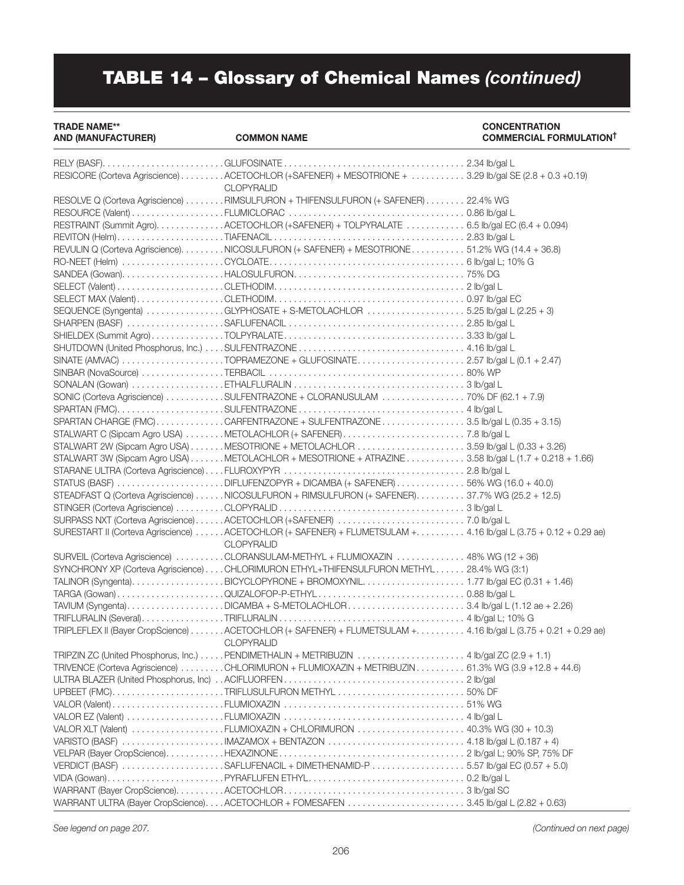# TABLE 14 – Glossary of Chemical Names *(continued)*

| TRADE NAME** AND (MANUFACTURER) | COMMON NAME | CONCENTRATION COMMERCIAL FORMULATION† |
|---|---|---|
| RELY (BASF) | GLUFOSINATE | 2.34 lb/gal L |
| RESICORE (Corteva Agriscience) | ACETOCHLOR (+SAFENER) + MESOTRIONE + CLOPYRALID | 3.29 lb/gal SE (2.8 + 0.3 +0.19) |
| RESOLVE Q (Corteva Agriscience) | RIMSULFURON + THIFENSULFURON (+ SAFENER) | 22.4% WG |
| RESOURCE (Valent) | FLUMICLORAC | 0.86 lb/gal L |
| RESTRAINT (Summit Agro) | ACETOCHLOR (+SAFENER) + TOLPYRALATE | 6.5 lb/gal EC (6.4 + 0.094) |
| REVITON (Helm) | TIAFENACIL | 2.83 lb/gal L |
| REVULIN Q (Corteva Agriscience) | NICOSULFURON (+ SAFENER) + MESOTRIONE | 51.2% WG (14.4 + 36.8) |
| RO-NEET (Helm) | CYCLOATE | 6 lb/gal L; 10% G |
| SANDEA (Gowan) | HALOSULFURON | 75% DG |
| SELECT (Valent) | CLETHODIM | 2 lb/gal L |
| SELECT MAX (Valent) | CLETHODIM | 0.97 lb/gal EC |
| SEQUENCE (Syngenta) | GLYPHOSATE + S-METOLACHLOR | 5.25 lb/gal L (2.25 + 3) |
| SHARPEN (BASF) | SAFLUFENACIL | 2.85 lb/gal L |
| SHIELDEX (Summit Agro) | TOLPYRALATE | 3.33 lb/gal L |
| SHUTDOWN (United Phosphorus, Inc.) | SULFENTRAZONE | 4.16 lb/gal L |
| SINATE (AMVAC) | TOPRAMEZONE + GLUFOSINATE | 2.57 lb/gal L (0.1 + 2.47) |
| SINBAR (NovaSource) | TERBACIL | 80% WP |
| SONALAN (Gowan) | ETHALFLURALIN | 3 lb/gal L |
| SONIC (Corteva Agriscience) | SULFENTRAZONE + CLORANUSULAM | 70% DF (62.1 + 7.9) |
| SPARTAN (FMC) | SULFENTRAZONE | 4 lb/gal L |
| SPARTAN CHARGE (FMC) | CARFENTRAZONE + SULFENTRAZONE | 3.5 lb/gal L (0.35 + 3.15) |
| STALWART C (Sipcam Agro USA) | METOLACHLOR (+ SAFENER) | 7.8 lb/gal L |
| STALWART 2W (Sipcam Agro USA) | MESOTRIONE + METOLACHLOR | 3.59 lb/gal L (0.33 + 3.26) |
| STALWART 3W (Sipcam Agro USA) | METOLACHLOR + MESOTRIONE + ATRAZINE | 3.58 lb/gal L (1.7 + 0.218 + 1.66) |
| STARANE ULTRA (Corteva Agriscience) | FLUROXYPYR | 2.8 lb/gal L |
| STATUS (BASF) | DIFLUFENZOPYR + DICAMBA (+ SAFENER) | 56% WG (16.0 + 40.0) |
| STEADFAST Q (Corteva Agriscience) | NICOSULFURON + RIMSULFURON (+ SAFENER) | 37.7% WG (25.2 + 12.5) |
| STINGER (Corteva Agriscience) | CLOPYRALID | 3 lb/gal L |
| SURPASS NXT (Corteva Agriscience) | ACETOCHLOR (+SAFENER) | 7.0 lb/gal L |
| SURESTART II (Corteva Agriscience) | ACETOCHLOR (+ SAFENER) + FLUMETSULAM + CLOPYRALID | 4.16 lb/gal L (3.75 + 0.12 + 0.29 ae) |
| SURVEIL (Corteva Agriscience) | CLORANSULAM-METHYL + FLUMIOXAZIN | 48% WG (12 + 36) |
| SYNCHRONY XP (Corteva Agriscience) | CHLORIMURON ETHYL+THIFENSULFURON METHYL | 28.4% WG (3:1) |
| TALINOR (Syngenta) | BICYCLOPYRONE + BROMOXYNIL | 1.77 lb/gal EC (0.31 + 1.46) |
| TARGA (Gowan) | QUIZALOFOP-P-ETHYL | 0.88 lb/gal L |
| TAVIUM (Syngenta) | DICAMBA + S-METOLACHLOR | 3.4 lb/gal L (1.12 ae + 2.26) |
| TRIFLURALIN (Several) | TRIFLURALIN | 4 lb/gal L; 10% G |
| TRIPLEFLEX II (Bayer CropScience) | ACETOCHLOR (+ SAFENER) + FLUMETSULAM + CLOPYRALID | 4.16 lb/gal L (3.75 + 0.21 + 0.29 ae) |
| TRIPZIN ZC (United Phosphorus, Inc.) | PENDIMETHALIN + METRIBUZIN | 4 lb/gal ZC (2.9 + 1.1) |
| TRIVENCE (Corteva Agriscience) | CHLORIMURON + FLUMIOXAZIN + METRIBUZIN | 61.3% WG (3.9 +12.8 + 44.6) |
| ULTRA BLAZER (United Phosphorus, Inc) | ACIFLUORFEN | 2 lb/gal |
| UPBEET (FMC) | TRIFLUSULFURON METHYL | 50% DF |
| VALOR (Valent) | FLUMIOXAZIN | 51% WG |
| VALOR EZ (Valent) | FLUMIOXAZIN | 4 lb/gal L |
| VALOR XLT (Valent) | FLUMIOXAZIN + CHLORIMURON | 40.3% WG (30 + 10.3) |
| VARISTO (BASF) | IMAZAMOX + BENTAZON | 4.18 lb/gal L (0.187 + 4) |
| VELPAR (Bayer CropScience) | HEXAZINONE | 2 lb/gal L; 90% SP, 75% DF |
| VERDICT (BASF) | SAFLUFENACIL + DIMETHENAMID-P | 5.57 lb/gal EC (0.57 + 5.0) |
| VIDA (Gowan) | PYRAFLUFEN ETHYL | 0.2 lb/gal L |
| WARRANT (Bayer CropScience) | ACETOCHLOR | 3 lb/gal SC |
| WARRANT ULTRA (Bayer CropScience) | ACETOCHLOR + FOMESAFEN | 3.45 lb/gal L (2.82 + 0.63) |

*See legend on page 207.*

*(Continued on next page)*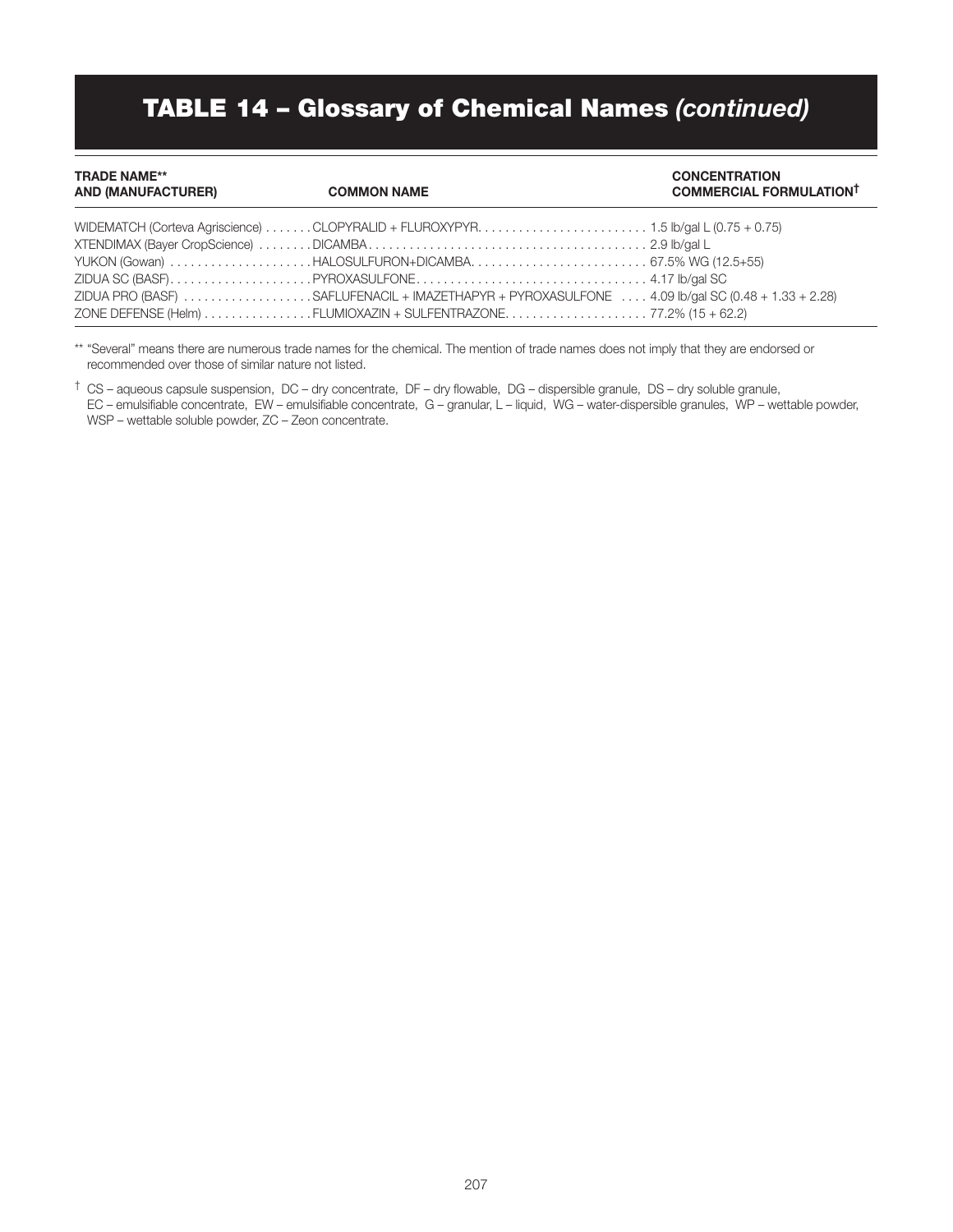# TABLE 14 – Glossary of Chemical Names *(continued)*

| TRADE NAME** AND (MANUFACTURER) | COMMON NAME | CONCENTRATION COMMERCIAL FORMULATION† |
|---|---|---|
| WIDEMATCH (Corteva Agriscience) | CLOPYRALID + FLUROXYPYR | 1.5 lb/gal L (0.75 + 0.75) |
| XTENDIMAX (Bayer CropScience) | DICAMBA | 2.9 lb/gal L |
| YUKON (Gowan) | HALOSULFURON+DICAMBA | 67.5% WG (12.5+55) |
| ZIDUA SC (BASF) | PYROXASULFONE | 4.17 lb/gal SC |
| ZIDUA PRO (BASF) | SAFLUFENACIL + IMAZETHAPYR + PYROXASULFONE | 4.09 lb/gal SC (0.48 + 1.33 + 2.28) |
| ZONE DEFENSE (Helm) | FLUMIOXAZIN + SULFENTRAZONE | 77.2% (15 + 62.2) |

** "Several" means there are numerous trade names for the chemical. The mention of trade names does not imply that they are endorsed or recommended over those of similar nature not listed.

† CS – aqueous capsule suspension, DC – dry concentrate, DF – dry flowable, DG – dispersible granule, DS – dry soluble granule, EC – emulsifiable concentrate, EW – emulsifiable concentrate, G – granular, L – liquid, WG – water-dispersible granules, WP – wettable powder, WSP – wettable soluble powder, ZC – Zeon concentrate.